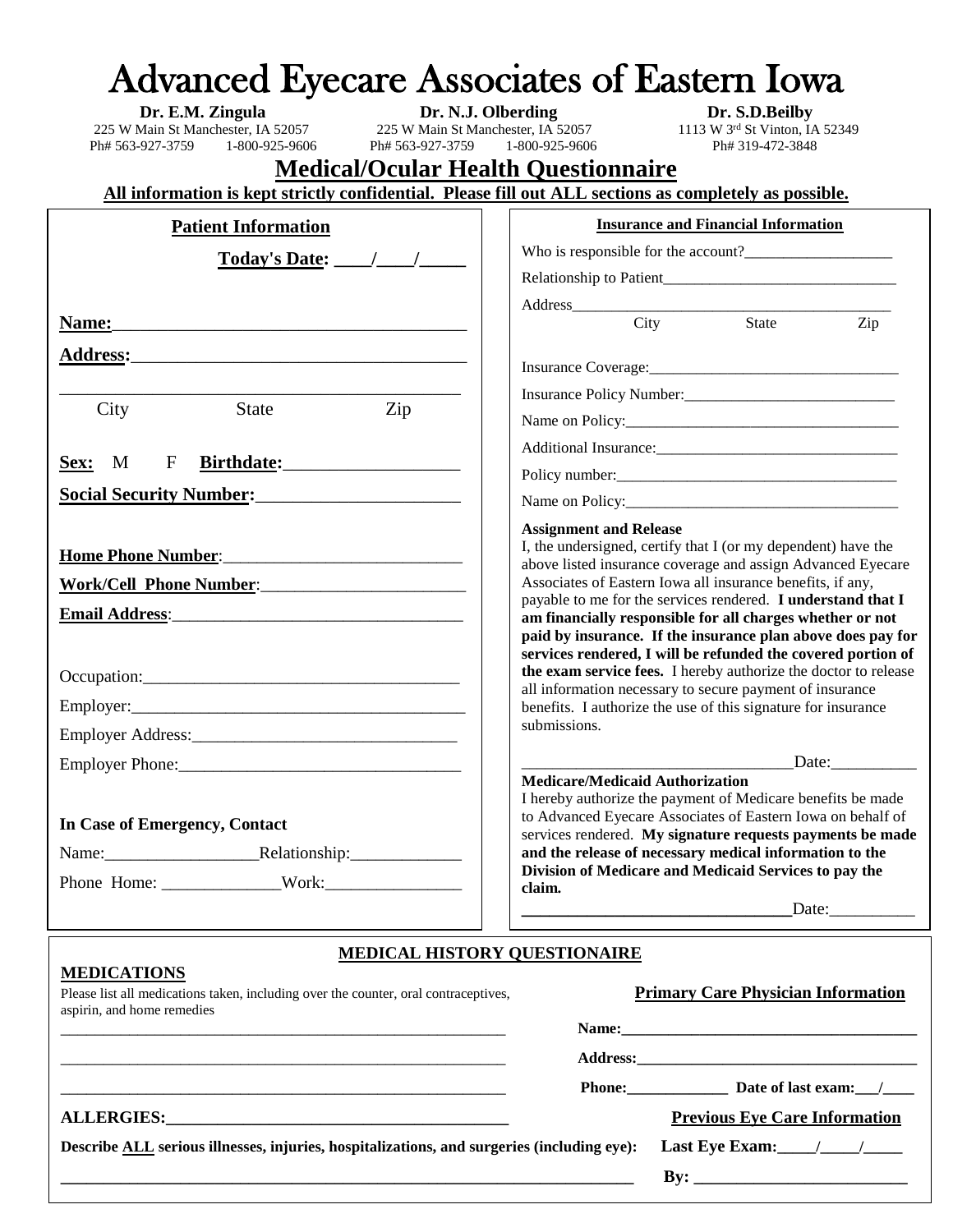# Advanced Eyecare Associates of Eastern Iowa

**Dr. E.M. Zingula**
225 W Main St Manchester, IA 52057
Ph# 563-927-3759 1-800-925-9606

**Dr. N.J. Olberding**
225 W Main St Manchester, IA 52057
Ph# 563-927-3759 1-800-925-9606

**Dr. S.D.Beilby**
1113 W 3rd St Vinton, IA 52349
Ph# 319-472-3848

## Medical/Ocular Health Questionnaire

**All information is kept strictly confidential. Please fill out ALL sections as completely as possible.**

### Patient Information

**Today's Date:** ____/____/_____

**Name:**_______________________________________

**Address:**_____________________________________

_____________________________________________
City State Zip

**Sex:** M F **Birthdate:**___________________

**Social Security Number:**______________________

**Home Phone Number**:___________________________

**Work/Cell Phone Number**:________________________

**Email Address**:_________________________________

Occupation:_____________________________________

Employer:_______________________________________

Employer Address:_______________________________

Employer Phone:_________________________________

**In Case of Emergency, Contact**

Name:_________________Relationship:_____________

Phone Home: ______________Work:________________

### Insurance and Financial Information

Who is responsible for the account?___________________

Relationship to Patient______________________________

Address__________________________________________
City State Zip

Insurance Coverage:________________________________

Insurance Policy Number:___________________________

Name on Policy:___________________________________

Additional Insurance:_______________________________

Policy number:____________________________________

Name on Policy:___________________________________

**Assignment and Release**

I, the undersigned, certify that I (or my dependent) have the above listed insurance coverage and assign Advanced Eyecare Associates of Eastern Iowa all insurance benefits, if any, payable to me for the services rendered. **I understand that I am financially responsible for all charges whether or not paid by insurance. If the insurance plan above does pay for services rendered, I will be refunded the covered portion of the exam service fees.** I hereby authorize the doctor to release all information necessary to secure payment of insurance benefits. I authorize the use of this signature for insurance submissions.

_________________________________Date:__________

**Medicare/Medicaid Authorization**

I hereby authorize the payment of Medicare benefits be made to Advanced Eyecare Associates of Eastern Iowa on behalf of services rendered. **My signature requests payments be made and the release of necessary medical information to the Division of Medicare and Medicaid Services to pay the claim.**

_________________________________Date:__________

### MEDICAL HISTORY QUESTIONAIRE

**MEDICATIONS**

Please list all medications taken, including over the counter, oral contraceptives, aspirin, and home remedies

_______________________________________________________

_______________________________________________________

_______________________________________________________

**Primary Care Physician Information**

**Name:**_____________________________________

**Address:**___________________________________

**Phone:**_____________ **Date of last exam:**___/____

**ALLERGIES:**________________________________________

**Previous Eye Care Information**

**Describe ALL serious illnesses, injuries, hospitalizations, and surgeries (including eye):**

_________________________________________________________________________

**Last Eye Exam:**____/____/_____

**By:** _________________________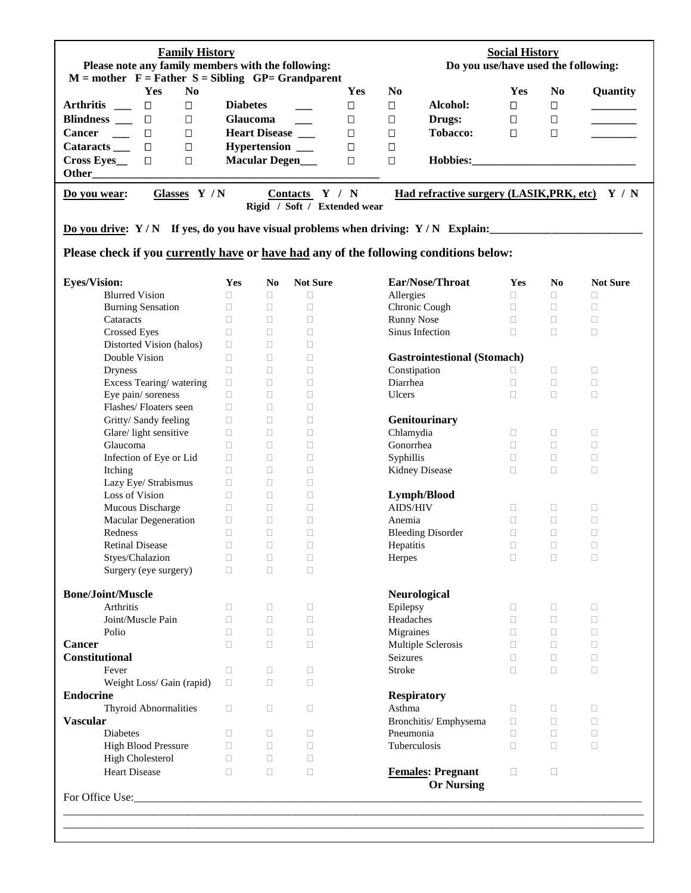## Family History

**Please note any family members with the following:**
**M = mother F = Father S = Sibling GP= Grandparent**

| | | Yes | No | | | Yes | No |
|---|---|---|---|---|---|---|---|
| **Arthritis** | ___ | ☐ | ☐ | **Diabetes** | ___ | ☐ | ☐ |
| **Blindness** | ___ | ☐ | ☐ | **Glaucoma** | ___ | ☐ | ☐ |
| **Cancer** | ___ | ☐ | ☐ | **Heart Disease** | ___ | ☐ | ☐ |
| **Cataracts** | ___ | ☐ | ☐ | **Hypertension** | ___ | ☐ | ☐ |
| **Cross Eyes** | __ | ☐ | ☐ | **Macular Degen** | ___ | ☐ | ☐ |

**Other**_______________________________________________

## Social History

**Do you use/have used the following:**

| | Yes | No | Quantity |
|---|---|---|---|
| **Alcohol:** | ☐ | ☐ | ________ |
| **Drugs:** | ☐ | ☐ | ________ |
| **Tobacco:** | ☐ | ☐ | ________ |

**Hobbies:**____________________________

**Do you wear:** **Glasses Y / N** **Contacts Y / N** (**Rigid / Soft / Extended wear**) **Had refractive surgery (LASIK,PRK, etc) Y / N**

**Do you drive: Y / N If yes, do you have visual problems when driving: Y / N Explain:**___________________________

### Please check if you currently have or have had any of the following conditions below:

| **Eyes/Vision:** | **Yes** | **No** | **Not Sure** |
|---|---|---|---|
| Blurred Vision | ☐ | ☐ | ☐ |
| Burning Sensation | ☐ | ☐ | ☐ |
| Cataracts | ☐ | ☐ | ☐ |
| Crossed Eyes | ☐ | ☐ | ☐ |
| Distorted Vision (halos) | ☐ | ☐ | ☐ |
| Double Vision | ☐ | ☐ | ☐ |
| Dryness | ☐ | ☐ | ☐ |
| Excess Tearing/ watering | ☐ | ☐ | ☐ |
| Eye pain/ soreness | ☐ | ☐ | ☐ |
| Flashes/ Floaters seen | ☐ | ☐ | ☐ |
| Gritty/ Sandy feeling | ☐ | ☐ | ☐ |
| Glare/ light sensitive | ☐ | ☐ | ☐ |
| Glaucoma | ☐ | ☐ | ☐ |
| Infection of Eye or Lid | ☐ | ☐ | ☐ |
| Itching | ☐ | ☐ | ☐ |
| Lazy Eye/ Strabismus | ☐ | ☐ | ☐ |
| Loss of Vision | ☐ | ☐ | ☐ |
| Mucous Discharge | ☐ | ☐ | ☐ |
| Macular Degeneration | ☐ | ☐ | ☐ |
| Redness | ☐ | ☐ | ☐ |
| Retinal Disease | ☐ | ☐ | ☐ |
| Styes/Chalazion | ☐ | ☐ | ☐ |
| Surgery (eye surgery) | ☐ | ☐ | ☐ |
| **Bone/Joint/Muscle** | | | |
| Arthritis | ☐ | ☐ | ☐ |
| Joint/Muscle Pain | ☐ | ☐ | ☐ |
| Polio | ☐ | ☐ | ☐ |
| **Cancer** | ☐ | ☐ | ☐ |
| **Constitutional** | | | |
| Fever | ☐ | ☐ | ☐ |
| Weight Loss/ Gain (rapid) | ☐ | ☐ | ☐ |
| **Endocrine** | | | |
| Thyroid Abnormalities | ☐ | ☐ | ☐ |
| **Vascular** | | | |
| Diabetes | ☐ | ☐ | ☐ |
| High Blood Pressure | ☐ | ☐ | ☐ |
| High Cholesterol | ☐ | ☐ | ☐ |
| Heart Disease | ☐ | ☐ | ☐ |

| **Ear/Nose/Throat** | **Yes** | **No** | **Not Sure** |
|---|---|---|---|
| Allergies | ☐ | ☐ | ☐ |
| Chronic Cough | ☐ | ☐ | ☐ |
| Runny Nose | ☐ | ☐ | ☐ |
| Sinus Infection | ☐ | ☐ | ☐ |
| **Gastrointestional (Stomach)** | | | |
| Constipation | ☐ | ☐ | ☐ |
| Diarrhea | ☐ | ☐ | ☐ |
| Ulcers | ☐ | ☐ | ☐ |
| **Genitourinary** | | | |
| Chlamydia | ☐ | ☐ | ☐ |
| Gonorrhea | ☐ | ☐ | ☐ |
| Syphillis | ☐ | ☐ | ☐ |
| Kidney Disease | ☐ | ☐ | ☐ |
| **Lymph/Blood** | | | |
| AIDS/HIV | ☐ | ☐ | ☐ |
| Anemia | ☐ | ☐ | ☐ |
| Bleeding Disorder | ☐ | ☐ | ☐ |
| Hepatitis | ☐ | ☐ | ☐ |
| Herpes | ☐ | ☐ | ☐ |
| **Neurological** | | | |
| Epilepsy | ☐ | ☐ | ☐ |
| Headaches | ☐ | ☐ | ☐ |
| Migraines | ☐ | ☐ | ☐ |
| Multiple Sclerosis | ☐ | ☐ | ☐ |
| Seizures | ☐ | ☐ | ☐ |
| Stroke | ☐ | ☐ | ☐ |
| **Respiratory** | | | |
| Asthma | ☐ | ☐ | ☐ |
| Bronchitis/ Emphysema | ☐ | ☐ | ☐ |
| Pneumonia | ☐ | ☐ | ☐ |
| Tuberculosis | ☐ | ☐ | ☐ |
| **Females: Pregnant Or Nursing** | ☐ | ☐ | |

For Office Use:___________________________________________________________________________________

_____________________________________________________________________________________________

_____________________________________________________________________________________________